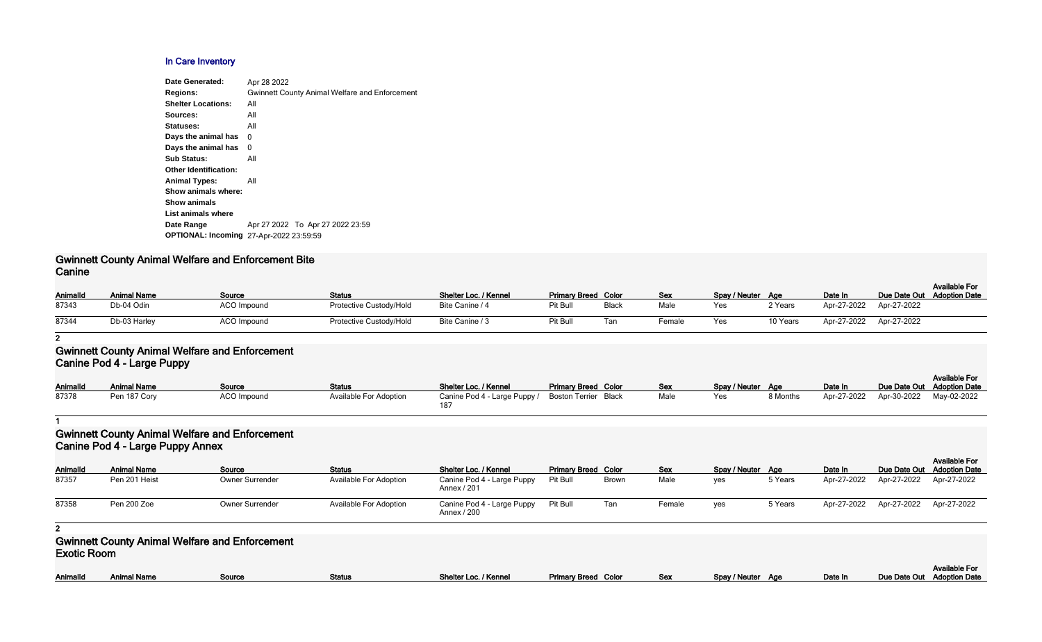## In Care Inventory

**Date Generated:** Apr 28 2022
**Regions:** Gwinnett County Animal Welfare and Enforcement
**Shelter Locations:** All
**Sources:** All
**Statuses:** All
**Days the animal has** 0
**Days the animal has** 0
**Sub Status:** All
**Other Identification:**
**Animal Types:** All
**Show animals where:**
**Show animals**
**List animals where**
**Date Range** Apr 27 2022 To Apr 27 2022 23:59
**OPTIONAL: Incoming** 27-Apr-2022 23:59:59

### Gwinnett County Animal Welfare and Enforcement Bite Canine

| AnimalId | Animal Name | Source | Status | Shelter Loc. / Kennel | Primary Breed | Color | Sex | Spay / Neuter | Age | Date In | Due Date Out | Available For Adoption Date |
|---|---|---|---|---|---|---|---|---|---|---|---|---|
| 87343 | Db-04 Odin | ACO Impound | Protective Custody/Hold | Bite Canine / 4 | Pit Bull | Black | Male | Yes | 2 Years | Apr-27-2022 | Apr-27-2022 | |
| 87344 | Db-03 Harley | ACO Impound | Protective Custody/Hold | Bite Canine / 3 | Pit Bull | Tan | Female | Yes | 10 Years | Apr-27-2022 | Apr-27-2022 | |

**2**

### Gwinnett County Animal Welfare and Enforcement Canine Pod 4 - Large Puppy

| AnimalId | Animal Name | Source | Status | Shelter Loc. / Kennel | Primary Breed | Color | Sex | Spay / Neuter | Age | Date In | Due Date Out | Available For Adoption Date |
|---|---|---|---|---|---|---|---|---|---|---|---|---|
| 87378 | Pen 187 Cory | ACO Impound | Available For Adoption | Canine Pod 4 - Large Puppy / 187 | Boston Terrier | Black | Male | Yes | 8 Months | Apr-27-2022 | Apr-30-2022 | May-02-2022 |

**1**

### Gwinnett County Animal Welfare and Enforcement Canine Pod 4 - Large Puppy Annex

| AnimalId | Animal Name | Source | Status | Shelter Loc. / Kennel | Primary Breed | Color | Sex | Spay / Neuter | Age | Date In | Due Date Out | Available For Adoption Date |
|---|---|---|---|---|---|---|---|---|---|---|---|---|
| 87357 | Pen 201 Heist | Owner Surrender | Available For Adoption | Canine Pod 4 - Large Puppy Annex / 201 | Pit Bull | Brown | Male | yes | 5 Years | Apr-27-2022 | Apr-27-2022 | Apr-27-2022 |
| 87358 | Pen 200 Zoe | Owner Surrender | Available For Adoption | Canine Pod 4 - Large Puppy Annex / 200 | Pit Bull | Tan | Female | yes | 5 Years | Apr-27-2022 | Apr-27-2022 | Apr-27-2022 |

**2**

### Gwinnett County Animal Welfare and Enforcement Exotic Room

| AnimalId | Animal Name | Source | Status | Shelter Loc. / Kennel | Primary Breed | Color | Sex | Spay / Neuter | Age | Date In | Due Date Out | Available For Adoption Date |
|---|---|---|---|---|---|---|---|---|---|---|---|---|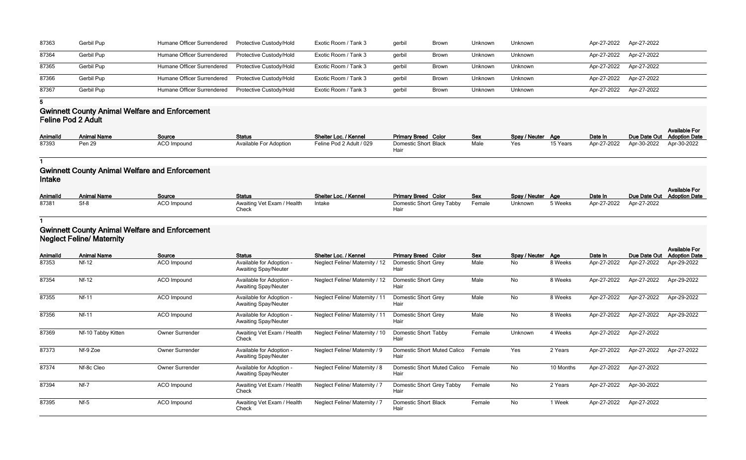| AnimalId | Animal Name | Source | Status | Shelter Loc. / Kennel | Primary Breed | Color | Sex | Spay / Neuter | Age | Date In | Due Date Out | Available For Adoption Date |
|---|---|---|---|---|---|---|---|---|---|---|---|---|
| 87363 | Gerbil Pup | Humane Officer Surrendered | Protective Custody/Hold | Exotic Room / Tank 3 | gerbil | Brown | Unknown | Unknown | | Apr-27-2022 | Apr-27-2022 | |
| 87364 | Gerbil Pup | Humane Officer Surrendered | Protective Custody/Hold | Exotic Room / Tank 3 | gerbil | Brown | Unknown | Unknown | | Apr-27-2022 | Apr-27-2022 | |
| 87365 | Gerbil Pup | Humane Officer Surrendered | Protective Custody/Hold | Exotic Room / Tank 3 | gerbil | Brown | Unknown | Unknown | | Apr-27-2022 | Apr-27-2022 | |
| 87366 | Gerbil Pup | Humane Officer Surrendered | Protective Custody/Hold | Exotic Room / Tank 3 | gerbil | Brown | Unknown | Unknown | | Apr-27-2022 | Apr-27-2022 | |
| 87367 | Gerbil Pup | Humane Officer Surrendered | Protective Custody/Hold | Exotic Room / Tank 3 | gerbil | Brown | Unknown | Unknown | | Apr-27-2022 | Apr-27-2022 | |

**5**

## Gwinnett County Animal Welfare and Enforcement
### Feline Pod 2 Adult

| AnimalId | Animal Name | Source | Status | Shelter Loc. / Kennel | Primary Breed | Color | Sex | Spay / Neuter | Age | Date In | Due Date Out | Available For Adoption Date |
|---|---|---|---|---|---|---|---|---|---|---|---|---|
| 87393 | Pen 29 | ACO Impound | Available For Adoption | Feline Pod 2 Adult / 029 | Domestic Short Hair | Black | Male | Yes | 15 Years | Apr-27-2022 | Apr-30-2022 | Apr-30-2022 |

**1**

## Gwinnett County Animal Welfare and Enforcement
### Intake

| AnimalId | Animal Name | Source | Status | Shelter Loc. / Kennel | Primary Breed | Color | Sex | Spay / Neuter | Age | Date In | Due Date Out | Available For Adoption Date |
|---|---|---|---|---|---|---|---|---|---|---|---|---|
| 87381 | Sf-8 | ACO Impound | Awaiting Vet Exam / Health Check | Intake | Domestic Short Hair | Grey Tabby | Female | Unknown | 5 Weeks | Apr-27-2022 | Apr-27-2022 | |

**1**

## Gwinnett County Animal Welfare and Enforcement
### Neglect Feline/ Maternity

| AnimalId | Animal Name | Source | Status | Shelter Loc. / Kennel | Primary Breed | Color | Sex | Spay / Neuter | Age | Date In | Due Date Out | Available For Adoption Date |
|---|---|---|---|---|---|---|---|---|---|---|---|---|
| 87353 | Nf-12 | ACO Impound | Available for Adoption - Awaiting Spay/Neuter | Neglect Feline/ Maternity / 12 | Domestic Short Hair | Grey | Male | No | 8 Weeks | Apr-27-2022 | Apr-27-2022 | Apr-29-2022 |
| 87354 | Nf-12 | ACO Impound | Available for Adoption - Awaiting Spay/Neuter | Neglect Feline/ Maternity / 12 | Domestic Short Hair | Grey | Male | No | 8 Weeks | Apr-27-2022 | Apr-27-2022 | Apr-29-2022 |
| 87355 | Nf-11 | ACO Impound | Available for Adoption - Awaiting Spay/Neuter | Neglect Feline/ Maternity / 11 | Domestic Short Hair | Grey | Male | No | 8 Weeks | Apr-27-2022 | Apr-27-2022 | Apr-29-2022 |
| 87356 | Nf-11 | ACO Impound | Available for Adoption - Awaiting Spay/Neuter | Neglect Feline/ Maternity / 11 | Domestic Short Hair | Grey | Male | No | 8 Weeks | Apr-27-2022 | Apr-27-2022 | Apr-29-2022 |
| 87369 | Nf-10 Tabby Kitten | Owner Surrender | Awaiting Vet Exam / Health Check | Neglect Feline/ Maternity / 10 | Domestic Short Hair | Tabby | Female | Unknown | 4 Weeks | Apr-27-2022 | Apr-27-2022 | |
| 87373 | Nf-9 Zoe | Owner Surrender | Available for Adoption - Awaiting Spay/Neuter | Neglect Feline/ Maternity / 9 | Domestic Short Hair | Muted Calico | Female | Yes | 2 Years | Apr-27-2022 | Apr-27-2022 | Apr-27-2022 |
| 87374 | Nf-8c Cleo | Owner Surrender | Available for Adoption - Awaiting Spay/Neuter | Neglect Feline/ Maternity / 8 | Domestic Short Hair | Muted Calico | Female | No | 10 Months | Apr-27-2022 | Apr-27-2022 | |
| 87394 | Nf-7 | ACO Impound | Awaiting Vet Exam / Health Check | Neglect Feline/ Maternity / 7 | Domestic Short Hair | Grey Tabby | Female | No | 2 Years | Apr-27-2022 | Apr-30-2022 | |
| 87395 | Nf-5 | ACO Impound | Awaiting Vet Exam / Health Check | Neglect Feline/ Maternity / 7 | Domestic Short Hair | Black | Female | No | 1 Week | Apr-27-2022 | Apr-27-2022 | |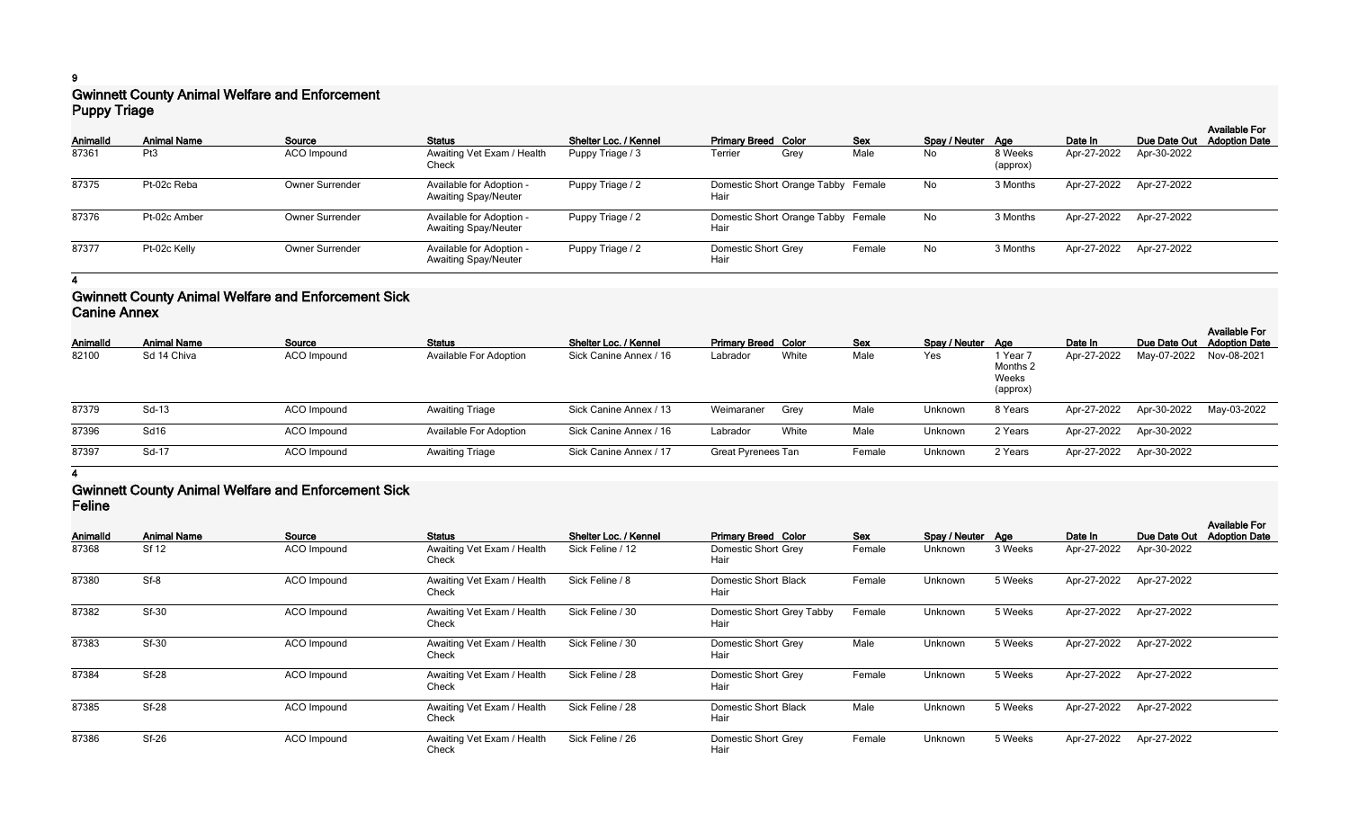9

## Gwinnett County Animal Welfare and Enforcement Puppy Triage

| AnimalId | Animal Name | Source | Status | Shelter Loc. / Kennel | Primary Breed | Color | Sex | Spay / Neuter | Age | Date In | Due Date Out | Available For Adoption Date |
|---|---|---|---|---|---|---|---|---|---|---|---|---|
| 87361 | Pt3 | ACO Impound | Awaiting Vet Exam / Health Check | Puppy Triage / 3 | Terrier | Grey | Male | No | 8 Weeks (approx) | Apr-27-2022 | Apr-30-2022 | |
| 87375 | Pt-02c Reba | Owner Surrender | Available for Adoption - Awaiting Spay/Neuter | Puppy Triage / 2 | Domestic Short Hair | Orange Tabby | Female | No | 3 Months | Apr-27-2022 | Apr-27-2022 | |
| 87376 | Pt-02c Amber | Owner Surrender | Available for Adoption - Awaiting Spay/Neuter | Puppy Triage / 2 | Domestic Short Hair | Orange Tabby | Female | No | 3 Months | Apr-27-2022 | Apr-27-2022 | |
| 87377 | Pt-02c Kelly | Owner Surrender | Available for Adoption - Awaiting Spay/Neuter | Puppy Triage / 2 | Domestic Short Hair | Grey | Female | No | 3 Months | Apr-27-2022 | Apr-27-2022 | |

4

## Gwinnett County Animal Welfare and Enforcement Sick Canine Annex

| AnimalId | Animal Name | Source | Status | Shelter Loc. / Kennel | Primary Breed | Color | Sex | Spay / Neuter | Age | Date In | Due Date Out | Available For Adoption Date |
|---|---|---|---|---|---|---|---|---|---|---|---|---|
| 82100 | Sd 14 Chiva | ACO Impound | Available For Adoption | Sick Canine Annex / 16 | Labrador | White | Male | Yes | 1 Year 7 Months 2 Weeks (approx) | Apr-27-2022 | May-07-2022 | Nov-08-2021 |
| 87379 | Sd-13 | ACO Impound | Awaiting Triage | Sick Canine Annex / 13 | Weimaraner | Grey | Male | Unknown | 8 Years | Apr-27-2022 | Apr-30-2022 | May-03-2022 |
| 87396 | Sd16 | ACO Impound | Available For Adoption | Sick Canine Annex / 16 | Labrador | White | Male | Unknown | 2 Years | Apr-27-2022 | Apr-30-2022 | |
| 87397 | Sd-17 | ACO Impound | Awaiting Triage | Sick Canine Annex / 17 | Great Pyrenees | Tan | Female | Unknown | 2 Years | Apr-27-2022 | Apr-30-2022 | |

4

## Gwinnett County Animal Welfare and Enforcement Sick Feline

| AnimalId | Animal Name | Source | Status | Shelter Loc. / Kennel | Primary Breed | Color | Sex | Spay / Neuter | Age | Date In | Due Date Out | Available For Adoption Date |
|---|---|---|---|---|---|---|---|---|---|---|---|---|
| 87368 | Sf 12 | ACO Impound | Awaiting Vet Exam / Health Check | Sick Feline / 12 | Domestic Short Hair | Grey | Female | Unknown | 3 Weeks | Apr-27-2022 | Apr-30-2022 | |
| 87380 | Sf-8 | ACO Impound | Awaiting Vet Exam / Health Check | Sick Feline / 8 | Domestic Short Hair | Black | Female | Unknown | 5 Weeks | Apr-27-2022 | Apr-27-2022 | |
| 87382 | Sf-30 | ACO Impound | Awaiting Vet Exam / Health Check | Sick Feline / 30 | Domestic Short Hair | Grey Tabby | Female | Unknown | 5 Weeks | Apr-27-2022 | Apr-27-2022 | |
| 87383 | Sf-30 | ACO Impound | Awaiting Vet Exam / Health Check | Sick Feline / 30 | Domestic Short Hair | Grey | Male | Unknown | 5 Weeks | Apr-27-2022 | Apr-27-2022 | |
| 87384 | Sf-28 | ACO Impound | Awaiting Vet Exam / Health Check | Sick Feline / 28 | Domestic Short Hair | Grey | Female | Unknown | 5 Weeks | Apr-27-2022 | Apr-27-2022 | |
| 87385 | Sf-28 | ACO Impound | Awaiting Vet Exam / Health Check | Sick Feline / 28 | Domestic Short Hair | Black | Male | Unknown | 5 Weeks | Apr-27-2022 | Apr-27-2022 | |
| 87386 | Sf-26 | ACO Impound | Awaiting Vet Exam / Health Check | Sick Feline / 26 | Domestic Short Hair | Grey | Female | Unknown | 5 Weeks | Apr-27-2022 | Apr-27-2022 | |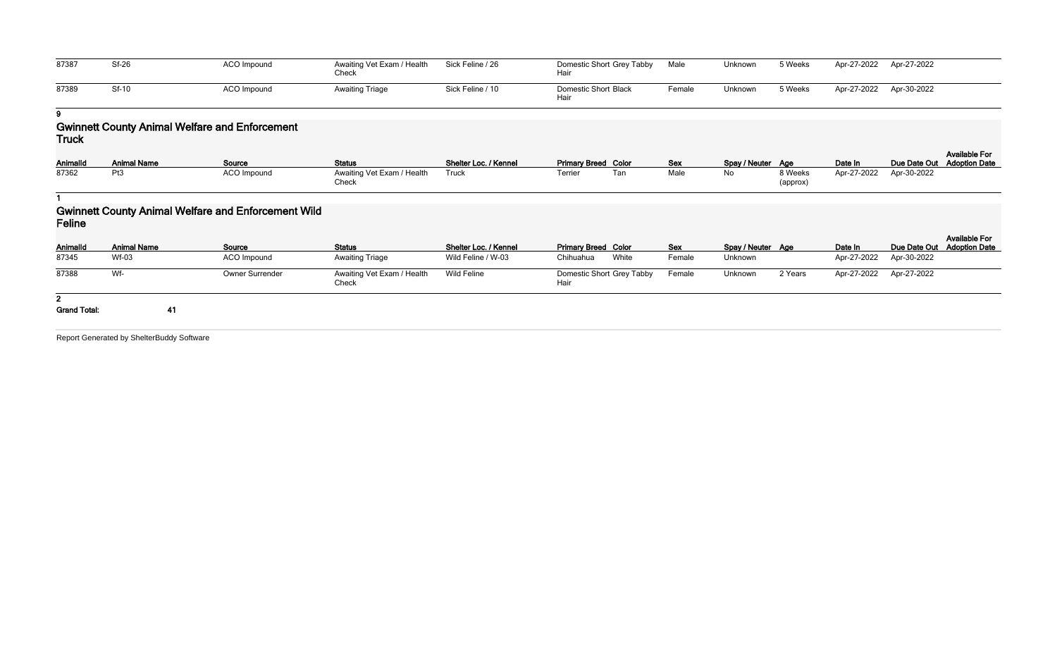| AnimalId | Animal Name | Source | Status | Shelter Loc. / Kennel | Primary Breed | Color | Sex | Spay / Neuter | Age | Date In | Due Date Out | Available For Adoption Date |
|---|---|---|---|---|---|---|---|---|---|---|---|---|
| 87387 | Sf-26 | ACO Impound | Awaiting Vet Exam / Health Check | Sick Feline / 26 | Domestic Short Hair | Grey Tabby | Male | Unknown | 5 Weeks | Apr-27-2022 | Apr-27-2022 | |
| 87389 | Sf-10 | ACO Impound | Awaiting Triage | Sick Feline / 10 | Domestic Short Hair | Black | Female | Unknown | 5 Weeks | Apr-27-2022 | Apr-30-2022 | |

9

## Gwinnett County Animal Welfare and Enforcement Truck

| AnimalId | Animal Name | Source | Status | Shelter Loc. / Kennel | Primary Breed | Color | Sex | Spay / Neuter | Age | Date In | Due Date Out | Available For Adoption Date |
|---|---|---|---|---|---|---|---|---|---|---|---|---|
| 87362 | Pt3 | ACO Impound | Awaiting Vet Exam / Health Check | Truck | Terrier | Tan | Male | No | 8 Weeks (approx) | Apr-27-2022 | Apr-30-2022 | |

1

## Gwinnett County Animal Welfare and Enforcement Wild Feline

| AnimalId | Animal Name | Source | Status | Shelter Loc. / Kennel | Primary Breed | Color | Sex | Spay / Neuter | Age | Date In | Due Date Out | Available For Adoption Date |
|---|---|---|---|---|---|---|---|---|---|---|---|---|
| 87345 | Wf-03 | ACO Impound | Awaiting Triage | Wild Feline / W-03 | Chihuahua | White | Female | Unknown | | Apr-27-2022 | Apr-30-2022 | |
| 87388 | Wf- | Owner Surrender | Awaiting Vet Exam / Health Check | Wild Feline | Domestic Short Hair | Grey Tabby | Female | Unknown | 2 Years | Apr-27-2022 | Apr-27-2022 | |

2

**Grand Total:** 41

Report Generated by ShelterBuddy Software